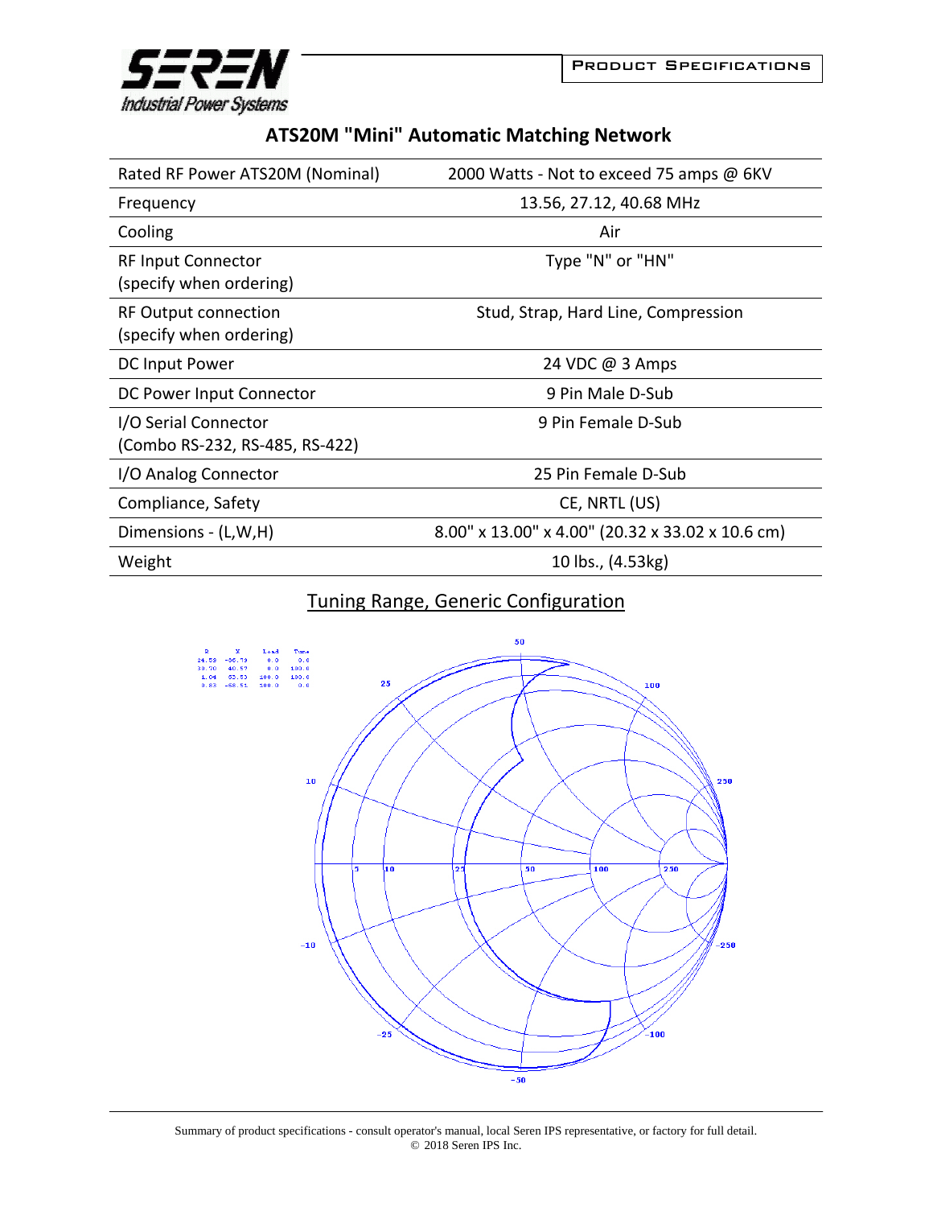# ATS20M "Mini" Automatic Matching Network

| | |
|---|---|
| Rated RF Power ATS20M (Nominal) | 2000 Watts - Not to exceed 75 amps @ 6KV |
| Frequency | 13.56, 27.12, 40.68 MHz |
| Cooling | Air |
| RF Input Connector (specify when ordering) | Type "N" or "HN" |
| RF Output connection (specify when ordering) | Stud, Strap, Hard Line, Compression |
| DC Input Power | 24 VDC @ 3 Amps |
| DC Power Input Connector | 9 Pin Male D-Sub |
| I/O Serial Connector (Combo RS-232, RS-485, RS-422) | 9 Pin Female D-Sub |
| I/O Analog Connector | 25 Pin Female D-Sub |
| Compliance, Safety | CE, NRTL (US) |
| Dimensions - (L,W,H) | 8.00" x 13.00" x 4.00" (20.32 x 33.02 x 10.6 cm) |
| Weight | 10 lbs., (4.53kg) |

## Tuning Range, Generic Configuration

| R | X | Load | Tune |
|---|---|---|---|
| 24.58 | -66.79 | 0.0 | 0.0 |
| 30.70 | 40.57 | 0.0 | 100.0 |
| 1.04 | 65.50 | 100.0 | 100.0 |
| 0.83 | -58.51 | 100.0 | 0.0 |

Summary of product specifications - consult operator's manual, local Seren IPS representative, or factory for full detail.
© 2018 Seren IPS Inc.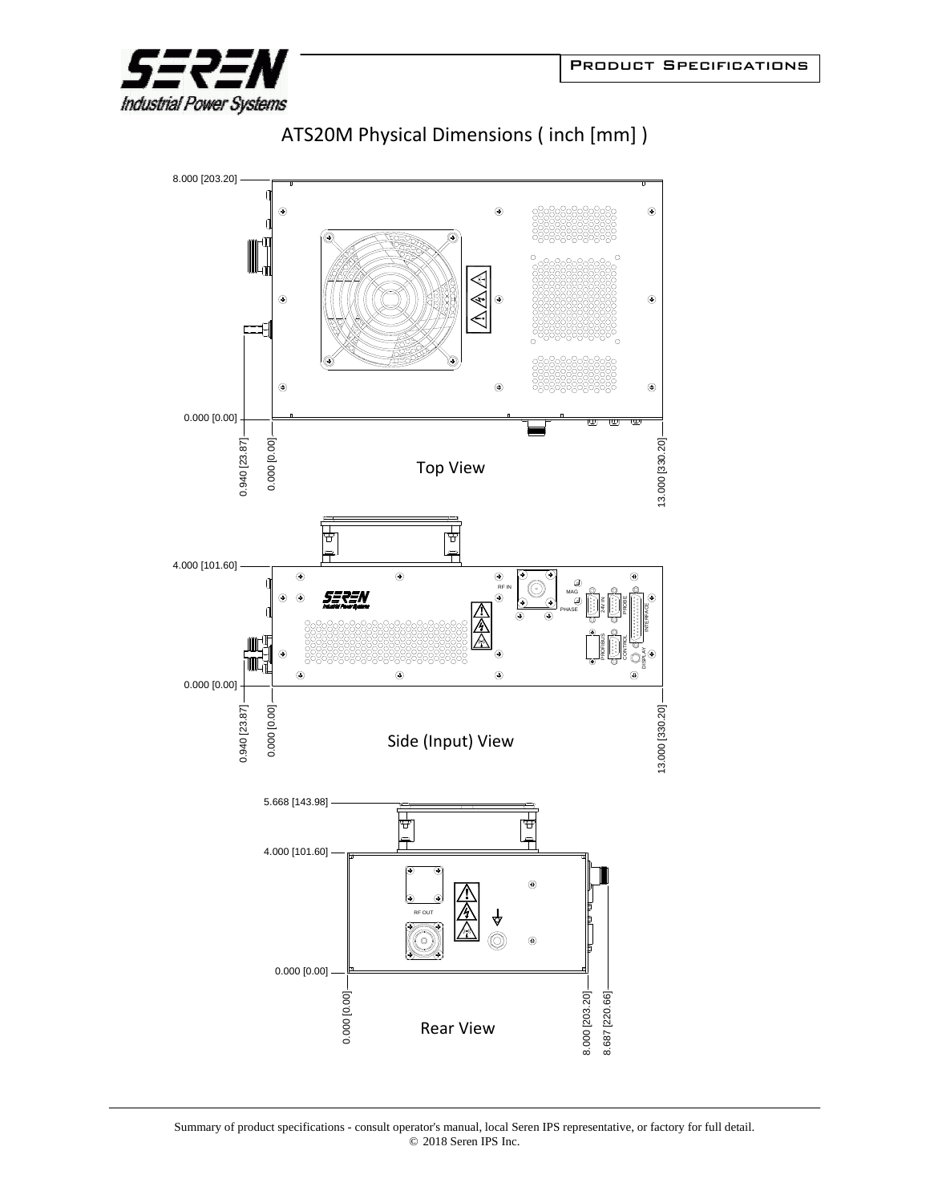# ATS20M Physical Dimensions ( inch [mm] )

8.000 [203.20]

0.000 [0.00]

0.940 [23.87]

0.000 [0.00]

13.000 [330.20]

Top View

4.000 [101.60]

RF IN

MAG

PHASE

24V IN

PROBE

INTERFACE

PROFIBUS

CONTROL

DISPLAY

0.000 [0.00]

0.940 [23.87]

0.000 [0.00]

13.000 [330.20]

Side (Input) View

5.668 [143.98]

4.000 [101.60]

RF OUT

0.000 [0.00]

0.000 [0.00]

8.000 [203.20]

8.687 [220.66]

Rear View

Summary of product specifications - consult operator's manual, local Seren IPS representative, or factory for full detail.
© 2018 Seren IPS Inc.